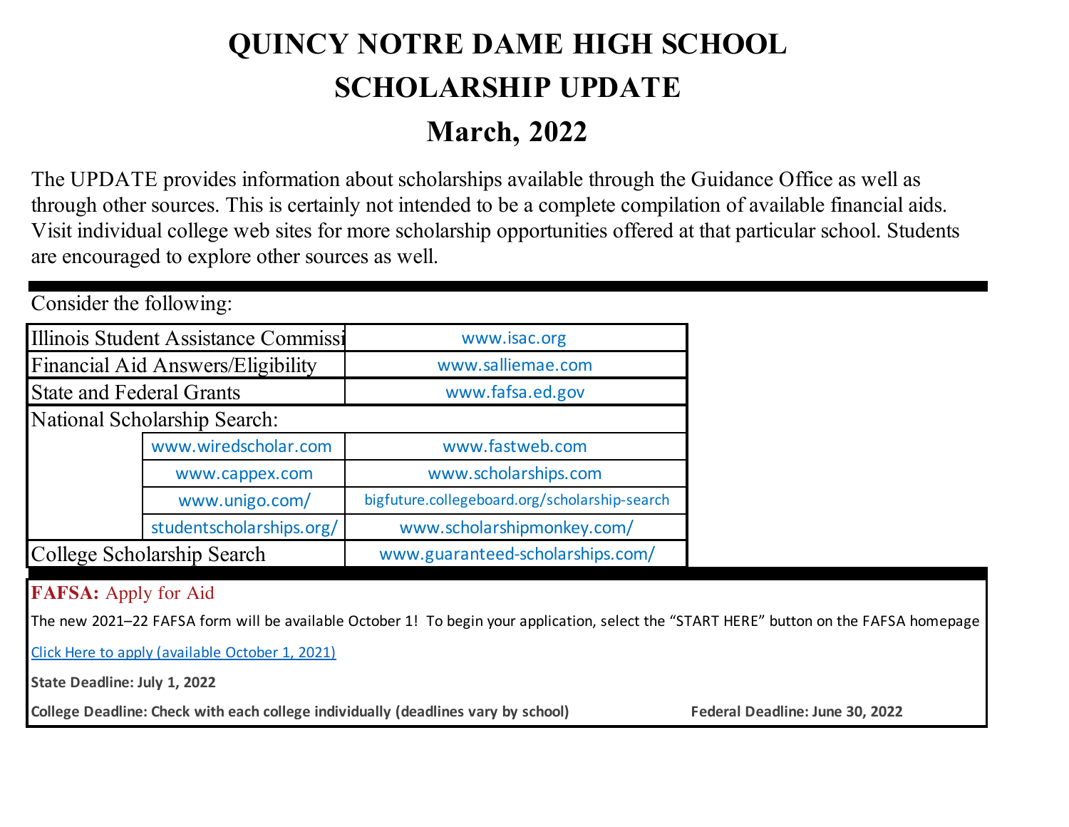# QUINCY NOTRE DAME HIGH SCHOOL

# SCHOLARSHIP UPDATE

# March, 2022

The UPDATE provides information about scholarships available through the Guidance Office as well as through other sources. This is certainly not intended to be a complete compilation of available financial aids. Visit individual college web sites for more scholarship opportunities offered at that particular school. Students are encouraged to explore other sources as well.

Consider the following:

| | | |
|---|---|---|
| Illinois Student Assistance Commissi | | www.isac.org |
| Financial Aid Answers/Eligibility | | www.salliemae.com |
| State and Federal Grants | | www.fafsa.ed.gov |
| National Scholarship Search: | | |
| | www.wiredscholar.com | www.fastweb.com |
| | www.cappex.com | www.scholarships.com |
| | www.unigo.com/ | bigfuture.collegeboard.org/scholarship-search |
| | studentscholarships.org/ | www.scholarshipmonkey.com/ |
| College Scholarship Search | | www.guaranteed-scholarships.com/ |

**FAFSA:** Apply for Aid

The new 2021–22 FAFSA form will be available October 1! To begin your application, select the "START HERE" button on the FAFSA homepage

Click Here to apply (available October 1, 2021)

**State Deadline: July 1, 2022**

**College Deadline: Check with each college individually (deadlines vary by school)**

**Federal Deadline: June 30, 2022**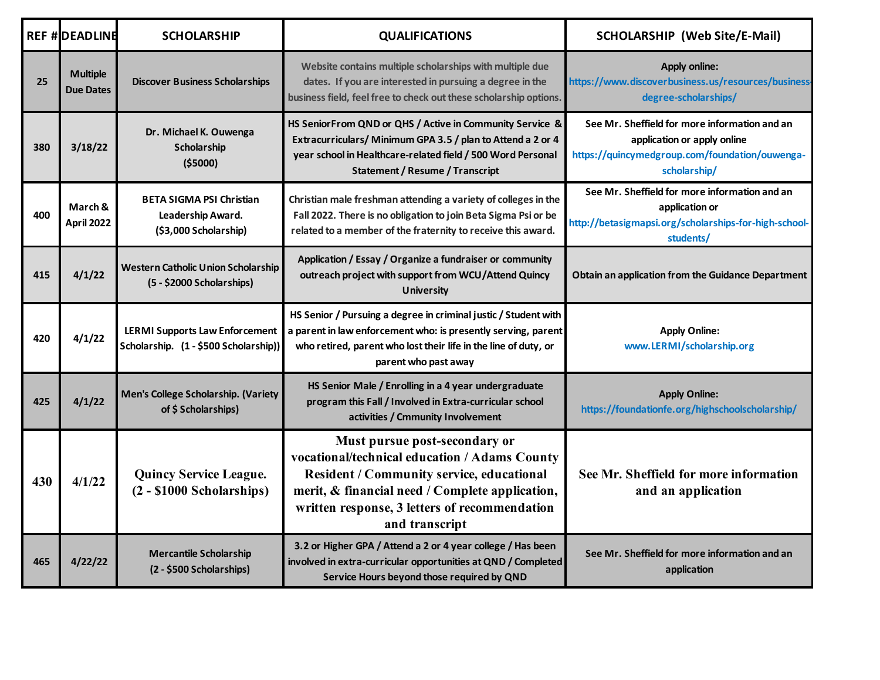| REF # | DEADLINE | SCHOLARSHIP | QUALIFICATIONS | SCHOLARSHIP (Web Site/E-Mail) |
|---|---|---|---|---|
| 25 | Multiple Due Dates | Discover Business Scholarships | Website contains multiple scholarships with multiple due dates. If you are interested in pursuing a degree in the business field, feel free to check out these scholarship options. | Apply online: https://www.discoverbusiness.us/resources/business-degree-scholarships/ |
| 380 | 3/18/22 | Dr. Michael K. Ouwenga Scholarship ($5000) | HS SeniorFrom QND or QHS / Active in Community Service & Extracurriculars/ Minimum GPA 3.5 / plan to Attend a 2 or 4 year school in Healthcare-related field / 500 Word Personal Statement / Resume / Transcript | See Mr. Sheffield for more information and an application or apply online https://quincymedgroup.com/foundation/ouwenga-scholarship/ |
| 400 | March & April 2022 | BETA SIGMA PSI Christian Leadership Award. ($3,000 Scholarship) | Christian male freshman attending a variety of colleges in the Fall 2022. There is no obligation to join Beta Sigma Psi or be related to a member of the fraternity to receive this award. | See Mr. Sheffield for more information and an application or http://betasigmapsi.org/scholarships-for-high-school-students/ |
| 415 | 4/1/22 | Western Catholic Union Scholarship (5 - $2000 Scholarships) | Application / Essay / Organize a fundraiser or community outreach project with support from WCU/Attend Quincy University | Obtain an application from the Guidance Department |
| 420 | 4/1/22 | LERMI Supports Law Enforcement Scholarship. (1 - $500 Scholarship)) | HS Senior / Pursuing a degree in criminal justic / Student with a parent in law enforcement who: is presently serving, parent who retired, parent who lost their life in the line of duty, or parent who past away | Apply Online: www.LERMI/scholarship.org |
| 425 | 4/1/22 | Men's College Scholarship. (Variety of $ Scholarships) | HS Senior Male / Enrolling in a 4 year undergraduate program this Fall / Involved in Extra-curricular school activities / Cmmunity Involvement | Apply Online: https://foundationfe.org/highschoolscholarship/ |
| 430 | 4/1/22 | Quincy Service League. (2 - $1000 Scholarships) | Must pursue post-secondary or vocational/technical education / Adams County Resident / Community service, educational merit, & financial need / Complete application, written response, 3 letters of recommendation and transcript | See Mr. Sheffield for more information and an application |
| 465 | 4/22/22 | Mercantile Scholarship (2 - $500 Scholarships) | 3.2 or Higher GPA / Attend a 2 or 4 year college / Has been involved in extra-curricular opportunities at QND / Completed Service Hours beyond those required by QND | See Mr. Sheffield for more information and an application |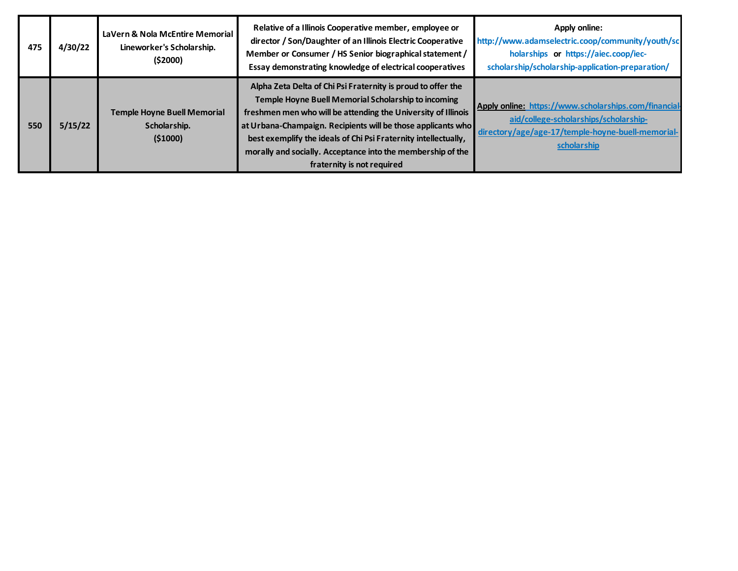| | | | | |
|---|---|---|---|---|
| 475 | 4/30/22 | **LaVern & Nola McEntire Memorial Lineworker's Scholarship. ($2000)** | **Relative of a Illinois Cooperative member, employee or director / Son/Daughter of an Illinois Electric Cooperative Member or Consumer / HS Senior biographical statement / Essay demonstrating knowledge of electrical cooperatives** | **Apply online:** http://www.adamselectric.coop/community/youth/scholarships **or** https://aiec.coop/iec-scholarship/scholarship-application-preparation/ |
| 550 | 5/15/22 | **Temple Hoyne Buell Memorial Scholarship. ($1000)** | **Alpha Zeta Delta of Chi Psi Fraternity is proud to offer the Temple Hoyne Buell Memorial Scholarship to incoming freshmen men who will be attending the University of Illinois at Urbana-Champaign. Recipients will be those applicants who best exemplify the ideals of Chi Psi Fraternity intellectually, morally and socially. Acceptance into the membership of the fraternity is not required** | **Apply online:** https://www.scholarships.com/financial-aid/college-scholarships/scholarship-directory/age/age-17/temple-hoyne-buell-memorial-scholarship |